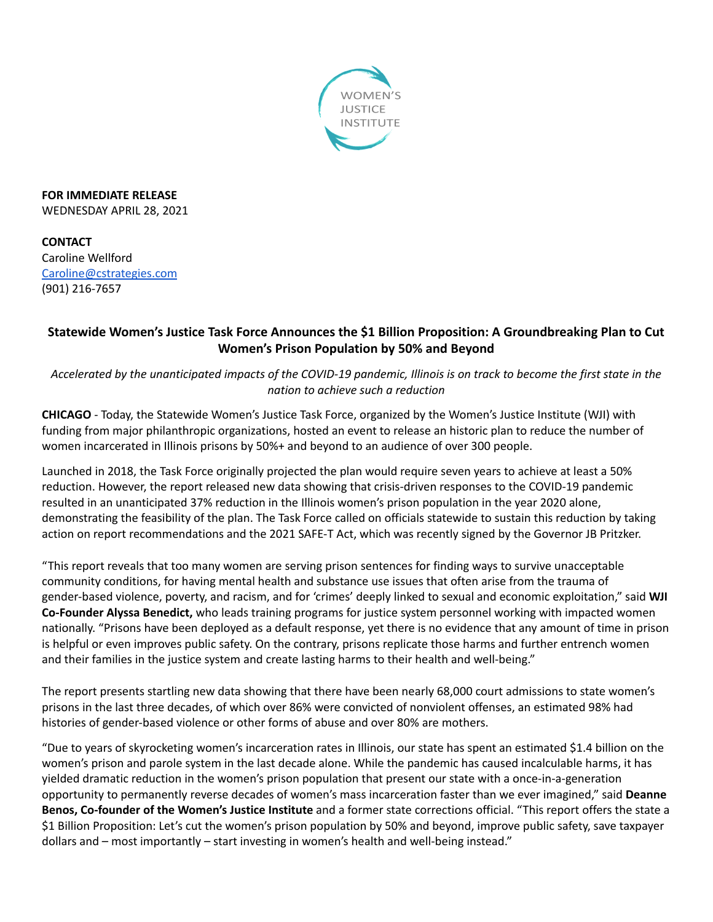WOMEN'S JUSTICE INSTITUTE

**FOR IMMEDIATE RELEASE**
WEDNESDAY APRIL 28, 2021

**CONTACT**
Caroline Wellford
Caroline@cstrategies.com
(901) 216-7657

## Statewide Women's Justice Task Force Announces the $1 Billion Proposition: A Groundbreaking Plan to Cut Women's Prison Population by 50% and Beyond

*Accelerated by the unanticipated impacts of the COVID-19 pandemic, Illinois is on track to become the first state in the nation to achieve such a reduction*

**CHICAGO** - Today, the Statewide Women's Justice Task Force, organized by the Women's Justice Institute (WJI) with funding from major philanthropic organizations, hosted an event to release an historic plan to reduce the number of women incarcerated in Illinois prisons by 50%+ and beyond to an audience of over 300 people.

Launched in 2018, the Task Force originally projected the plan would require seven years to achieve at least a 50% reduction. However, the report released new data showing that crisis-driven responses to the COVID-19 pandemic resulted in an unanticipated 37% reduction in the Illinois women's prison population in the year 2020 alone, demonstrating the feasibility of the plan. The Task Force called on officials statewide to sustain this reduction by taking action on report recommendations and the 2021 SAFE-T Act, which was recently signed by the Governor JB Pritzker.

"This report reveals that too many women are serving prison sentences for finding ways to survive unacceptable community conditions, for having mental health and substance use issues that often arise from the trauma of gender-based violence, poverty, and racism, and for 'crimes' deeply linked to sexual and economic exploitation," said **WJI Co-Founder Alyssa Benedict,** who leads training programs for justice system personnel working with impacted women nationally. "Prisons have been deployed as a default response, yet there is no evidence that any amount of time in prison is helpful or even improves public safety. On the contrary, prisons replicate those harms and further entrench women and their families in the justice system and create lasting harms to their health and well-being."

The report presents startling new data showing that there have been nearly 68,000 court admissions to state women's prisons in the last three decades, of which over 86% were convicted of nonviolent offenses, an estimated 98% had histories of gender-based violence or other forms of abuse and over 80% are mothers.

"Due to years of skyrocketing women's incarceration rates in Illinois, our state has spent an estimated $1.4 billion on the women's prison and parole system in the last decade alone. While the pandemic has caused incalculable harms, it has yielded dramatic reduction in the women's prison population that present our state with a once-in-a-generation opportunity to permanently reverse decades of women's mass incarceration faster than we ever imagined," said **Deanne Benos, Co-founder of the Women's Justice Institute** and a former state corrections official. "This report offers the state a $1 Billion Proposition: Let's cut the women's prison population by 50% and beyond, improve public safety, save taxpayer dollars and – most importantly – start investing in women's health and well-being instead."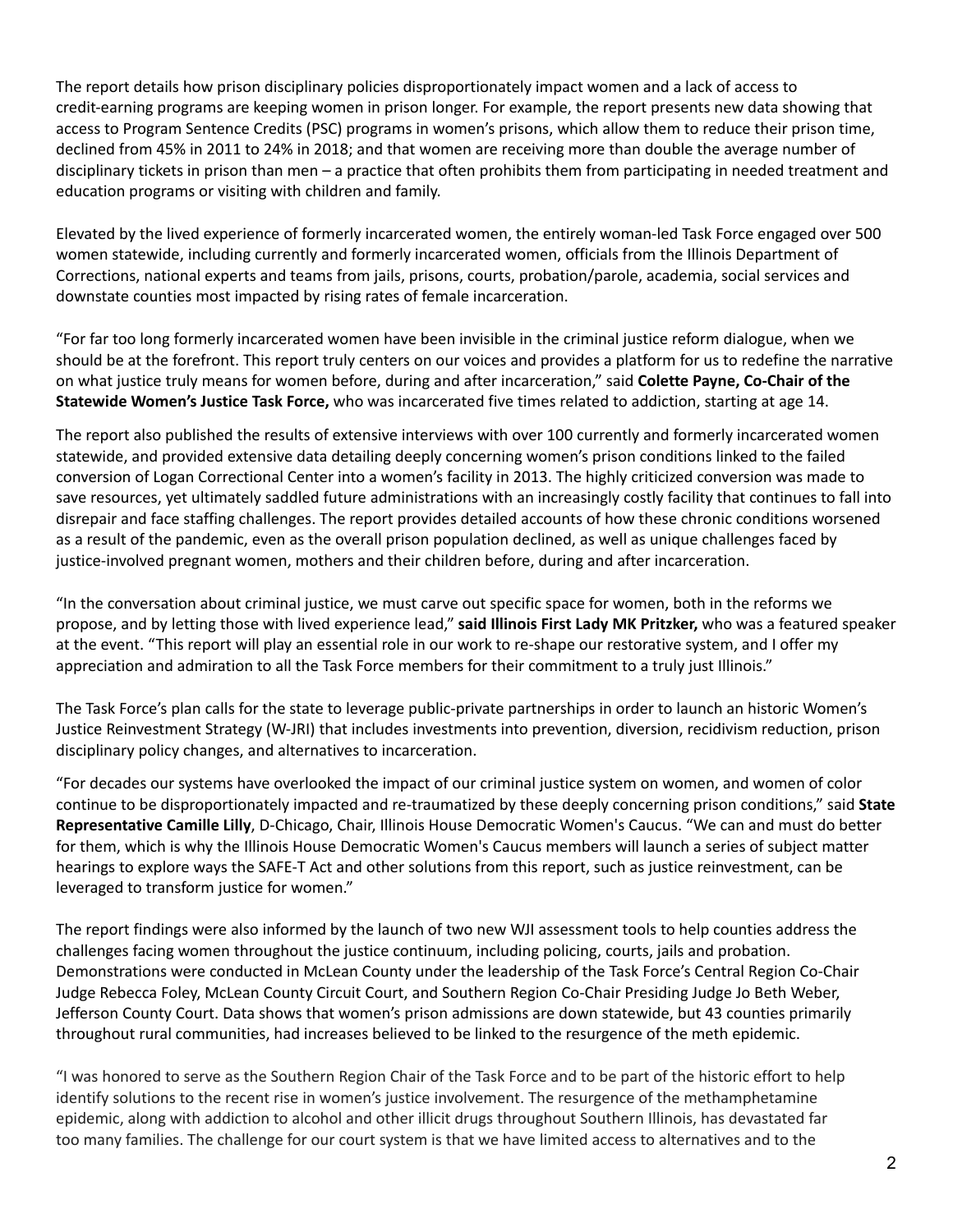The report details how prison disciplinary policies disproportionately impact women and a lack of access to credit-earning programs are keeping women in prison longer. For example, the report presents new data showing that access to Program Sentence Credits (PSC) programs in women's prisons, which allow them to reduce their prison time, declined from 45% in 2011 to 24% in 2018; and that women are receiving more than double the average number of disciplinary tickets in prison than men – a practice that often prohibits them from participating in needed treatment and education programs or visiting with children and family.

Elevated by the lived experience of formerly incarcerated women, the entirely woman-led Task Force engaged over 500 women statewide, including currently and formerly incarcerated women, officials from the Illinois Department of Corrections, national experts and teams from jails, prisons, courts, probation/parole, academia, social services and downstate counties most impacted by rising rates of female incarceration.

"For far too long formerly incarcerated women have been invisible in the criminal justice reform dialogue, when we should be at the forefront. This report truly centers on our voices and provides a platform for us to redefine the narrative on what justice truly means for women before, during and after incarceration," said **Colette Payne, Co-Chair of the Statewide Women's Justice Task Force,** who was incarcerated five times related to addiction, starting at age 14.

The report also published the results of extensive interviews with over 100 currently and formerly incarcerated women statewide, and provided extensive data detailing deeply concerning women's prison conditions linked to the failed conversion of Logan Correctional Center into a women's facility in 2013. The highly criticized conversion was made to save resources, yet ultimately saddled future administrations with an increasingly costly facility that continues to fall into disrepair and face staffing challenges. The report provides detailed accounts of how these chronic conditions worsened as a result of the pandemic, even as the overall prison population declined, as well as unique challenges faced by justice-involved pregnant women, mothers and their children before, during and after incarceration.

"In the conversation about criminal justice, we must carve out specific space for women, both in the reforms we propose, and by letting those with lived experience lead," **said Illinois First Lady MK Pritzker,** who was a featured speaker at the event. "This report will play an essential role in our work to re-shape our restorative system, and I offer my appreciation and admiration to all the Task Force members for their commitment to a truly just Illinois."

The Task Force's plan calls for the state to leverage public-private partnerships in order to launch an historic Women's Justice Reinvestment Strategy (W-JRI) that includes investments into prevention, diversion, recidivism reduction, prison disciplinary policy changes, and alternatives to incarceration.

"For decades our systems have overlooked the impact of our criminal justice system on women, and women of color continue to be disproportionately impacted and re-traumatized by these deeply concerning prison conditions," said **State Representative Camille Lilly**, D-Chicago, Chair, Illinois House Democratic Women's Caucus. "We can and must do better for them, which is why the Illinois House Democratic Women's Caucus members will launch a series of subject matter hearings to explore ways the SAFE-T Act and other solutions from this report, such as justice reinvestment, can be leveraged to transform justice for women."

The report findings were also informed by the launch of two new WJI assessment tools to help counties address the challenges facing women throughout the justice continuum, including policing, courts, jails and probation. Demonstrations were conducted in McLean County under the leadership of the Task Force's Central Region Co-Chair Judge Rebecca Foley, McLean County Circuit Court, and Southern Region Co-Chair Presiding Judge Jo Beth Weber, Jefferson County Court. Data shows that women's prison admissions are down statewide, but 43 counties primarily throughout rural communities, had increases believed to be linked to the resurgence of the meth epidemic.

"I was honored to serve as the Southern Region Chair of the Task Force and to be part of the historic effort to help identify solutions to the recent rise in women's justice involvement. The resurgence of the methamphetamine epidemic, along with addiction to alcohol and other illicit drugs throughout Southern Illinois, has devastated far too many families. The challenge for our court system is that we have limited access to alternatives and to the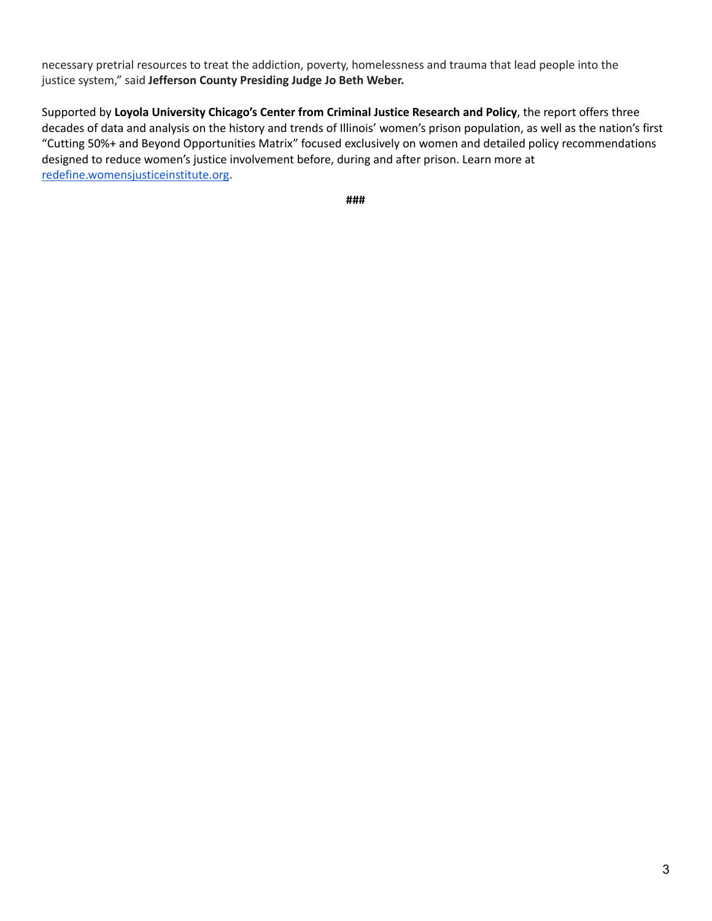necessary pretrial resources to treat the addiction, poverty, homelessness and trauma that lead people into the justice system," said **Jefferson County Presiding Judge Jo Beth Weber.**

Supported by **Loyola University Chicago's Center from Criminal Justice Research and Policy**, the report offers three decades of data and analysis on the history and trends of Illinois' women's prison population, as well as the nation's first "Cutting 50%+ and Beyond Opportunities Matrix" focused exclusively on women and detailed policy recommendations designed to reduce women's justice involvement before, during and after prison. Learn more at [redefine.womensjusticeinstitute.org](redefine.womensjusticeinstitute.org).

**###**